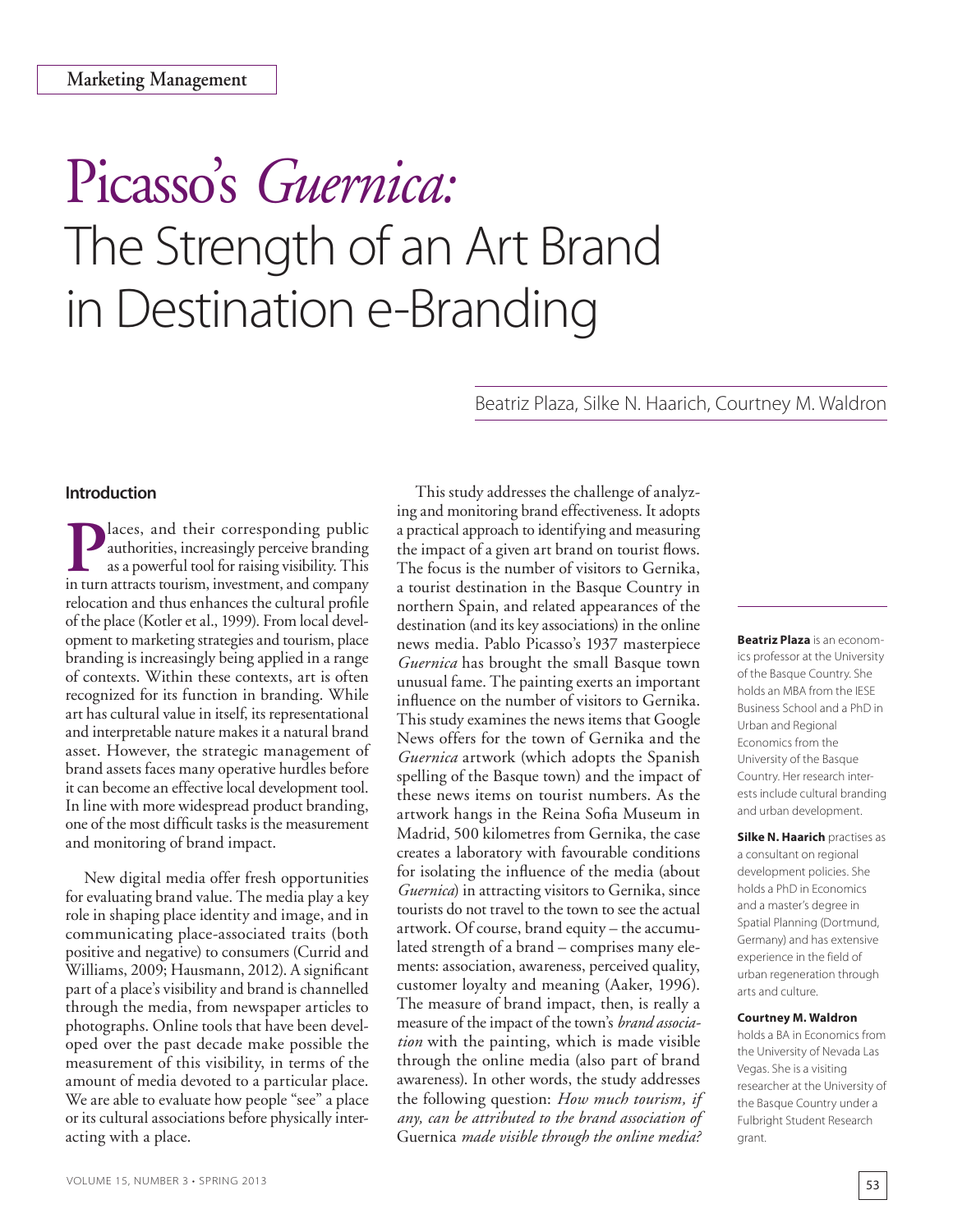Marketing Management

# Picasso's *Guernica*: The Strength of an Art Brand in Destination e-Branding

Beatriz Plaza, Silke N. Haarich, Courtney M. Waldron

## Introduction

Places, and their corresponding public authorities, increasingly perceive branding as a powerful tool for raising visibility. This in turn attracts tourism, investment, and company relocation and thus enhances the cultural profile of the place (Kotler et al., 1999). From local development to marketing strategies and tourism, place branding is increasingly being applied in a range of contexts. Within these contexts, art is often recognized for its function in branding. While art has cultural value in itself, its representational and interpretable nature makes it a natural brand asset. However, the strategic management of brand assets faces many operative hurdles before it can become an effective local development tool. In line with more widespread product branding, one of the most difficult tasks is the measurement and monitoring of brand impact.

New digital media offer fresh opportunities for evaluating brand value. The media play a key role in shaping place identity and image, and in communicating place-associated traits (both positive and negative) to consumers (Currid and Williams, 2009; Hausmann, 2012). A significant part of a place's visibility and brand is channelled through the media, from newspaper articles to photographs. Online tools that have been developed over the past decade make possible the measurement of this visibility, in terms of the amount of media devoted to a particular place. We are able to evaluate how people "see" a place or its cultural associations before physically interacting with a place.

This study addresses the challenge of analyzing and monitoring brand effectiveness. It adopts a practical approach to identifying and measuring the impact of a given art brand on tourist flows. The focus is the number of visitors to Gernika, a tourist destination in the Basque Country in northern Spain, and related appearances of the destination (and its key associations) in the online news media. Pablo Picasso's 1937 masterpiece *Guernica* has brought the small Basque town unusual fame. The painting exerts an important influence on the number of visitors to Gernika. This study examines the news items that Google News offers for the town of Gernika and the *Guernica* artwork (which adopts the Spanish spelling of the Basque town) and the impact of these news items on tourist numbers. As the artwork hangs in the Reina Sofia Museum in Madrid, 500 kilometres from Gernika, the case creates a laboratory with favourable conditions for isolating the influence of the media (about *Guernica*) in attracting visitors to Gernika, since tourists do not travel to the town to see the actual artwork. Of course, brand equity – the accumulated strength of a brand – comprises many elements: association, awareness, perceived quality, customer loyalty and meaning (Aaker, 1996). The measure of brand impact, then, is really a measure of the impact of the town's *brand association* with the painting, which is made visible through the online media (also part of brand awareness). In other words, the study addresses the following question: *How much tourism, if any, can be attributed to the brand association of* Guernica *made visible through the online media?*

**Beatriz Plaza** is an economics professor at the University of the Basque Country. She holds an MBA from the IESE Business School and a PhD in Urban and Regional Economics from the University of the Basque Country. Her research interests include cultural branding and urban development.

**Silke N. Haarich** practises as a consultant on regional development policies. She holds a PhD in Economics and a master's degree in Spatial Planning (Dortmund, Germany) and has extensive experience in the field of urban regeneration through arts and culture.

**Courtney M. Waldron** holds a BA in Economics from the University of Nevada Las Vegas. She is a visiting researcher at the University of the Basque Country under a Fulbright Student Research grant.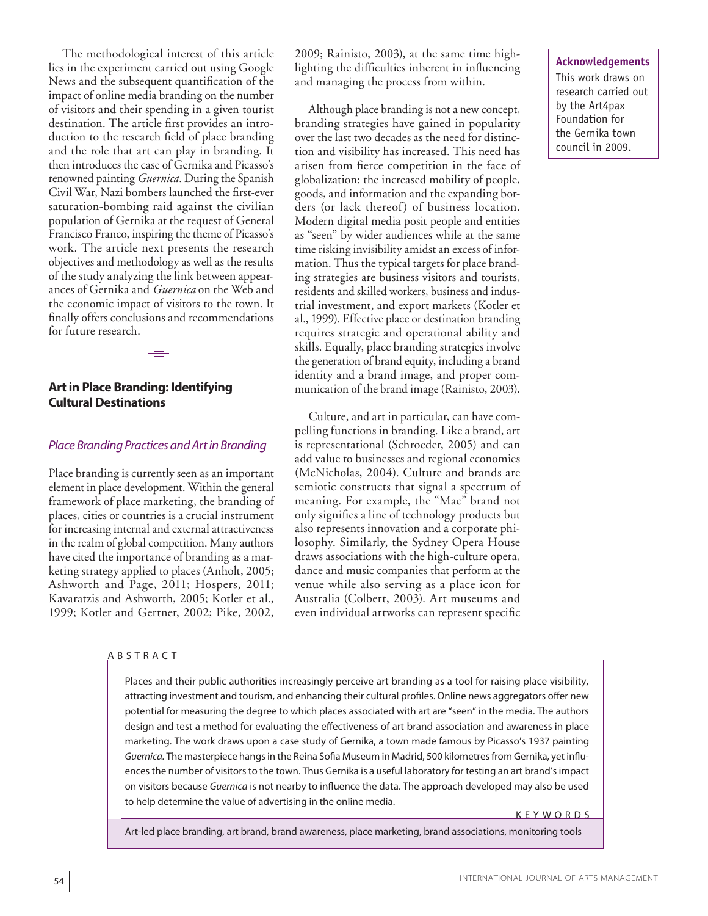The methodological interest of this article lies in the experiment carried out using Google News and the subsequent quantification of the impact of online media branding on the number of visitors and their spending in a given tourist destination. The article first provides an introduction to the research field of place branding and the role that art can play in branding. It then introduces the case of Gernika and Picasso's renowned painting *Guernica*. During the Spanish Civil War, Nazi bombers launched the first-ever saturation-bombing raid against the civilian population of Gernika at the request of General Francisco Franco, inspiring the theme of Picasso's work. The article next presents the research objectives and methodology as well as the results of the study analyzing the link between appearances of Gernika and *Guernica* on the Web and the economic impact of visitors to the town. It finally offers conclusions and recommendations for future research.

## Art in Place Branding: Identifying Cultural Destinations

### *Place Branding Practices and Art in Branding*

Place branding is currently seen as an important element in place development. Within the general framework of place marketing, the branding of places, cities or countries is a crucial instrument for increasing internal and external attractiveness in the realm of global competition. Many authors have cited the importance of branding as a marketing strategy applied to places (Anholt, 2005; Ashworth and Page, 2011; Hospers, 2011; Kavaratzis and Ashworth, 2005; Kotler et al., 1999; Kotler and Gertner, 2002; Pike, 2002, 2009; Rainisto, 2003), at the same time highlighting the difficulties inherent in influencing and managing the process from within.

Although place branding is not a new concept, branding strategies have gained in popularity over the last two decades as the need for distinction and visibility has increased. This need has arisen from fierce competition in the face of globalization: the increased mobility of people, goods, and information and the expanding borders (or lack thereof) of business location. Modern digital media posit people and entities as "seen" by wider audiences while at the same time risking invisibility amidst an excess of information. Thus the typical targets for place branding strategies are business visitors and tourists, residents and skilled workers, business and industrial investment, and export markets (Kotler et al., 1999). Effective place or destination branding requires strategic and operational ability and skills. Equally, place branding strategies involve the generation of brand equity, including a brand identity and a brand image, and proper communication of the brand image (Rainisto, 2003).

Culture, and art in particular, can have compelling functions in branding. Like a brand, art is representational (Schroeder, 2005) and can add value to businesses and regional economies (McNicholas, 2004). Culture and brands are semiotic constructs that signal a spectrum of meaning. For example, the "Mac" brand not only signifies a line of technology products but also represents innovation and a corporate philosophy. Similarly, the Sydney Opera House draws associations with the high-culture opera, dance and music companies that perform at the venue while also serving as a place icon for Australia (Colbert, 2003). Art museums and even individual artworks can represent specific

**Acknowledgements**

This work draws on research carried out by the Art4pax Foundation for the Gernika town council in 2009.

ABSTRACT

Places and their public authorities increasingly perceive art branding as a tool for raising place visibility, attracting investment and tourism, and enhancing their cultural profiles. Online news aggregators offer new potential for measuring the degree to which places associated with art are "seen" in the media. The authors design and test a method for evaluating the effectiveness of art brand association and awareness in place marketing. The work draws upon a case study of Gernika, a town made famous by Picasso's 1937 painting *Guernica*. The masterpiece hangs in the Reina Sofia Museum in Madrid, 500 kilometres from Gernika, yet influences the number of visitors to the town. Thus Gernika is a useful laboratory for testing an art brand's impact on visitors because *Guernica* is not nearby to influence the data. The approach developed may also be used to help determine the value of advertising in the online media.

KEYWORDS

Art-led place branding, art brand, brand awareness, place marketing, brand associations, monitoring tools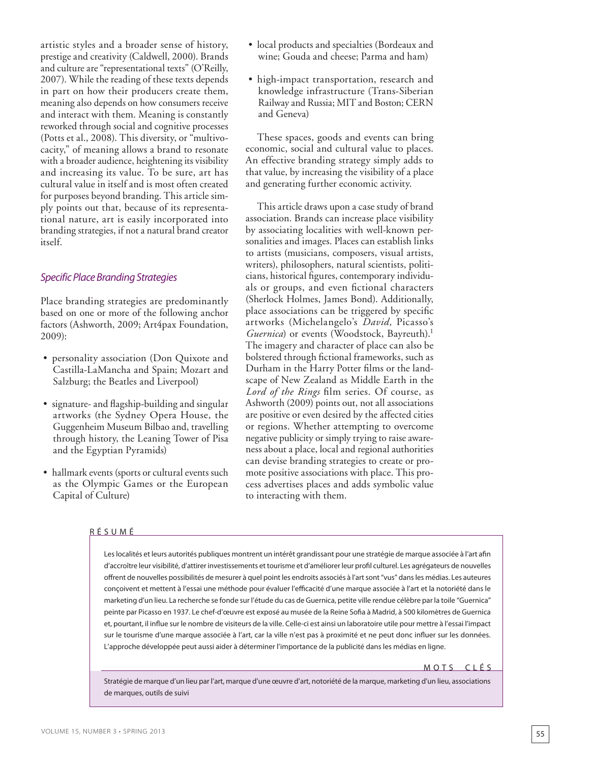artistic styles and a broader sense of history, prestige and creativity (Caldwell, 2000). Brands and culture are "representational texts" (O'Reilly, 2007). While the reading of these texts depends in part on how their producers create them, meaning also depends on how consumers receive and interact with them. Meaning is constantly reworked through social and cognitive processes (Potts et al., 2008). This diversity, or "multivocacity," of meaning allows a brand to resonate with a broader audience, heightening its visibility and increasing its value. To be sure, art has cultural value in itself and is most often created for purposes beyond branding. This article simply points out that, because of its representational nature, art is easily incorporated into branding strategies, if not a natural brand creator itself.

### *Specific Place Branding Strategies*

Place branding strategies are predominantly based on one or more of the following anchor factors (Ashworth, 2009; Art4pax Foundation, 2009):

- personality association (Don Quixote and Castilla-LaMancha and Spain; Mozart and Salzburg; the Beatles and Liverpool)
- signature- and flagship-building and singular artworks (the Sydney Opera House, the Guggenheim Museum Bilbao and, travelling through history, the Leaning Tower of Pisa and the Egyptian Pyramids)
- hallmark events (sports or cultural events such as the Olympic Games or the European Capital of Culture)
- local products and specialties (Bordeaux and wine; Gouda and cheese; Parma and ham)
- high-impact transportation, research and knowledge infrastructure (Trans-Siberian Railway and Russia; MIT and Boston; CERN and Geneva)

These spaces, goods and events can bring economic, social and cultural value to places. An effective branding strategy simply adds to that value, by increasing the visibility of a place and generating further economic activity.

This article draws upon a case study of brand association. Brands can increase place visibility by associating localities with well-known personalities and images. Places can establish links to artists (musicians, composers, visual artists, writers), philosophers, natural scientists, politicians, historical figures, contemporary individuals or groups, and even fictional characters (Sherlock Holmes, James Bond). Additionally, place associations can be triggered by specific artworks (Michelangelo's *David,* Picasso's *Guernica*) or events (Woodstock, Bayreuth).[1] The imagery and character of place can also be bolstered through fictional frameworks, such as Durham in the Harry Potter films or the landscape of New Zealand as Middle Earth in the *Lord of the Rings* film series. Of course, as Ashworth (2009) points out, not all associations are positive or even desired by the affected cities or regions. Whether attempting to overcome negative publicity or simply trying to raise awareness about a place, local and regional authorities can devise branding strategies to create or promote positive associations with place. This process advertises places and adds symbolic value to interacting with them.

**RÉSUMÉ**

Les localités et leurs autorités publiques montrent un intérêt grandissant pour une stratégie de marque associée à l'art afin d'accroître leur visibilité, d'attirer investissements et tourisme et d'améliorer leur profil culturel. Les agrégateurs de nouvelles offrent de nouvelles possibilités de mesurer à quel point les endroits associés à l'art sont "vus" dans les médias. Les auteures conçoivent et mettent à l'essai une méthode pour évaluer l'efficacité d'une marque associée à l'art et la notoriété dans le marketing d'un lieu. La recherche se fonde sur l'étude du cas de Guernica, petite ville rendue célèbre par la toile "Guernica" peinte par Picasso en 1937. Le chef-d'œuvre est exposé au musée de la Reine Sofia à Madrid, à 500 kilomètres de Guernica et, pourtant, il influe sur le nombre de visiteurs de la ville. Celle-ci est ainsi un laboratoire utile pour mettre à l'essai l'impact sur le tourisme d'une marque associée à l'art, car la ville n'est pas à proximité et ne peut donc influer sur les données. L'approche développée peut aussi aider à déterminer l'importance de la publicité dans les médias en ligne.

**MOTS CLÉS**

Stratégie de marque d'un lieu par l'art, marque d'une œuvre d'art, notoriété de la marque, marketing d'un lieu, associations de marques, outils de suivi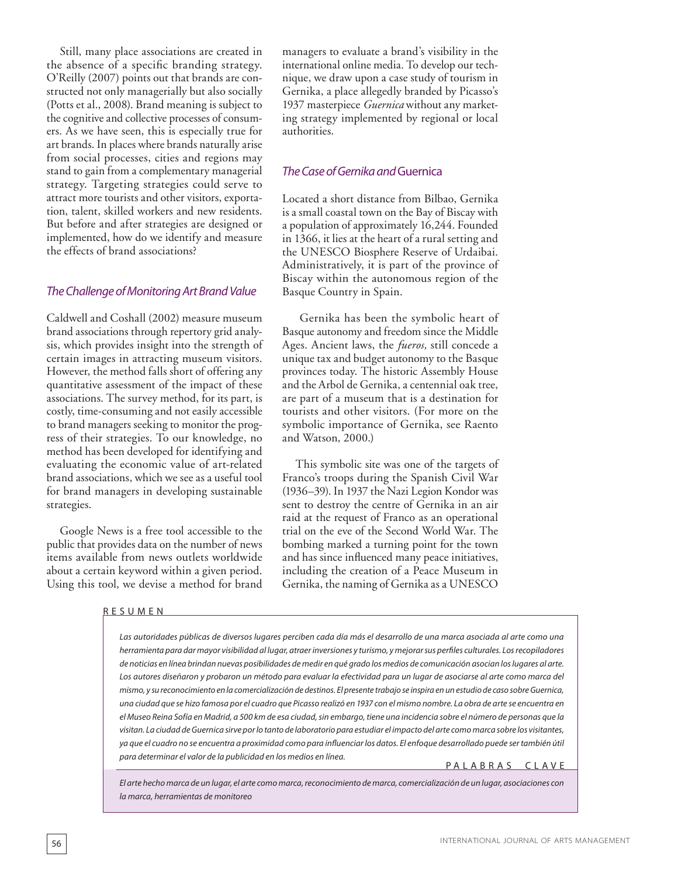Still, many place associations are created in the absence of a specific branding strategy. O'Reilly (2007) points out that brands are constructed not only managerially but also socially (Potts et al., 2008). Brand meaning is subject to the cognitive and collective processes of consumers. As we have seen, this is especially true for art brands. In places where brands naturally arise from social processes, cities and regions may stand to gain from a complementary managerial strategy. Targeting strategies could serve to attract more tourists and other visitors, exportation, talent, skilled workers and new residents. But before and after strategies are designed or implemented, how do we identify and measure the effects of brand associations?

### *The Challenge of Monitoring Art Brand Value*

Caldwell and Coshall (2002) measure museum brand associations through repertory grid analysis, which provides insight into the strength of certain images in attracting museum visitors. However, the method falls short of offering any quantitative assessment of the impact of these associations. The survey method, for its part, is costly, time-consuming and not easily accessible to brand managers seeking to monitor the progress of their strategies. To our knowledge, no method has been developed for identifying and evaluating the economic value of art-related brand associations, which we see as a useful tool for brand managers in developing sustainable strategies.

Google News is a free tool accessible to the public that provides data on the number of news items available from news outlets worldwide about a certain keyword within a given period. Using this tool, we devise a method for brand managers to evaluate a brand's visibility in the international online media. To develop our technique, we draw upon a case study of tourism in Gernika, a place allegedly branded by Picasso's 1937 masterpiece *Guernica* without any marketing strategy implemented by regional or local authorities.

### *The Case of Gernika and* Guernica

Located a short distance from Bilbao, Gernika is a small coastal town on the Bay of Biscay with a population of approximately 16,244. Founded in 1366, it lies at the heart of a rural setting and the UNESCO Biosphere Reserve of Urdaibai. Administratively, it is part of the province of Biscay within the autonomous region of the Basque Country in Spain.

Gernika has been the symbolic heart of Basque autonomy and freedom since the Middle Ages. Ancient laws, the *fueros,* still concede a unique tax and budget autonomy to the Basque provinces today. The historic Assembly House and the Arbol de Gernika, a centennial oak tree, are part of a museum that is a destination for tourists and other visitors. (For more on the symbolic importance of Gernika, see Raento and Watson, 2000.)

This symbolic site was one of the targets of Franco's troops during the Spanish Civil War (1936–39). In 1937 the Nazi Legion Kondor was sent to destroy the centre of Gernika in an air raid at the request of Franco as an operational trial on the eve of the Second World War. The bombing marked a turning point for the town and has since influenced many peace initiatives, including the creation of a Peace Museum in Gernika, the naming of Gernika as a UNESCO

---

RESUMEN

*Las autoridades públicas de diversos lugares perciben cada día más el desarrollo de una marca asociada al arte como una herramienta para dar mayor visibilidad al lugar, atraer inversiones y turismo, y mejorar sus perfiles culturales. Los recopiladores de noticias en línea brindan nuevas posibilidades de medir en qué grado los medios de comunicación asocian los lugares al arte. Los autores diseñaron y probaron un método para evaluar la efectividad para un lugar de asociarse al arte como marca del mismo, y su reconocimiento en la comercialización de destinos. El presente trabajo se inspira en un estudio de caso sobre Guernica, una ciudad que se hizo famosa por el cuadro que Picasso realizó en 1937 con el mismo nombre. La obra de arte se encuentra en el Museo Reina Sofía en Madrid, a 500 km de esa ciudad, sin embargo, tiene una incidencia sobre el número de personas que la visitan. La ciudad de Guernica sirve por lo tanto de laboratorio para estudiar el impacto del arte como marca sobre los visitantes, ya que el cuadro no se encuentra a proximidad como para influenciar los datos. El enfoque desarrollado puede ser también útil para determinar el valor de la publicidad en los medios en línea.*

PALABRAS CLAVE

*El arte hecho marca de un lugar, el arte como marca, reconocimiento de marca, comercialización de un lugar, asociaciones con la marca, herramientas de monitoreo*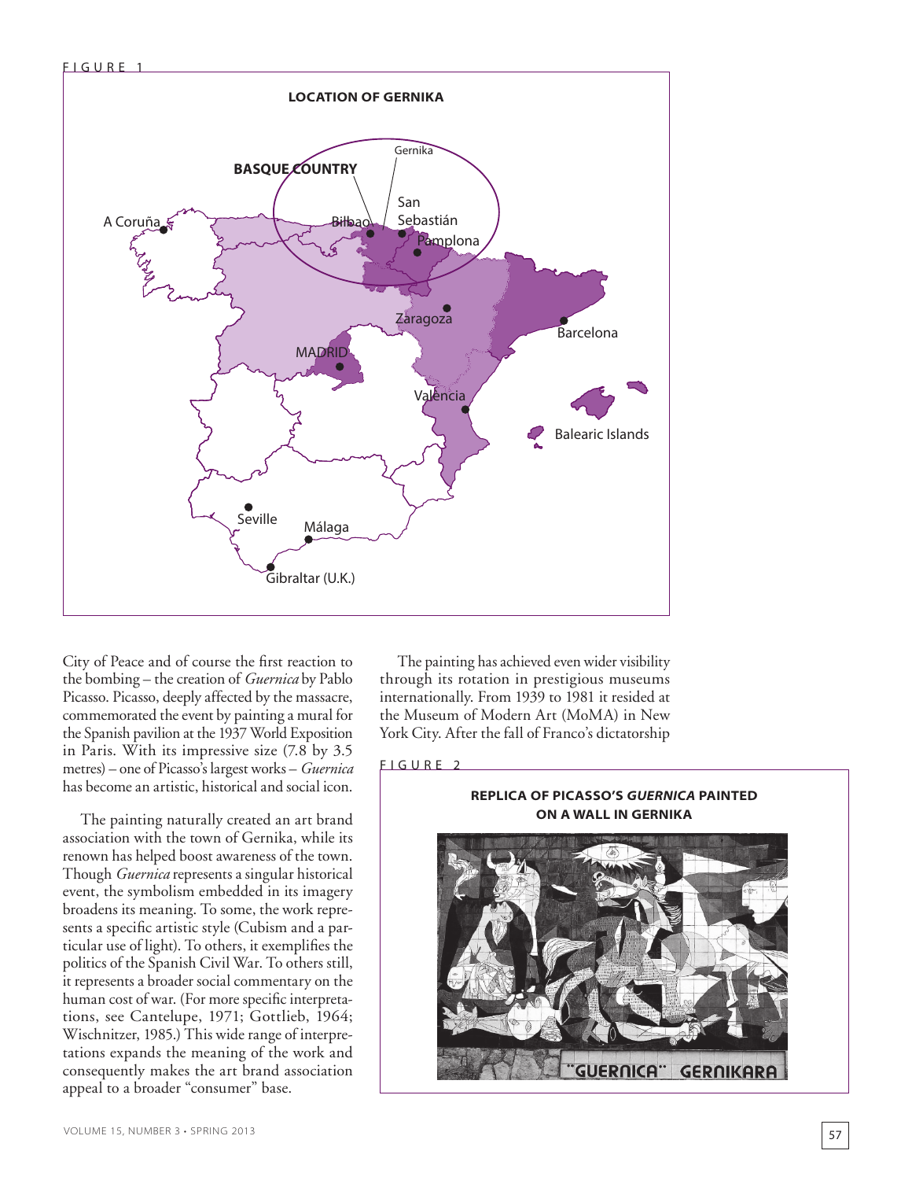FIGURE 1

**LOCATION OF GERNIKA**

City of Peace and of course the first reaction to the bombing – the creation of *Guernica* by Pablo Picasso. Picasso, deeply affected by the massacre, commemorated the event by painting a mural for the Spanish pavilion at the 1937 World Exposition in Paris. With its impressive size (7.8 by 3.5 metres) – one of Picasso's largest works – *Guernica* has become an artistic, historical and social icon.

The painting naturally created an art brand association with the town of Gernika, while its renown has helped boost awareness of the town. Though *Guernica* represents a singular historical event, the symbolism embedded in its imagery broadens its meaning. To some, the work represents a specific artistic style (Cubism and a particular use of light). To others, it exemplifies the politics of the Spanish Civil War. To others still, it represents a broader social commentary on the human cost of war. (For more specific interpretations, see Cantelupe, 1971; Gottlieb, 1964; Wischnitzer, 1985.) This wide range of interpretations expands the meaning of the work and consequently makes the art brand association appeal to a broader "consumer" base.

The painting has achieved even wider visibility through its rotation in prestigious museums internationally. From 1939 to 1981 it resided at the Museum of Modern Art (MoMA) in New York City. After the fall of Franco's dictatorship

FIGURE 2

**REPLICA OF PICASSO'S *GUERNICA* PAINTED ON A WALL IN GERNIKA**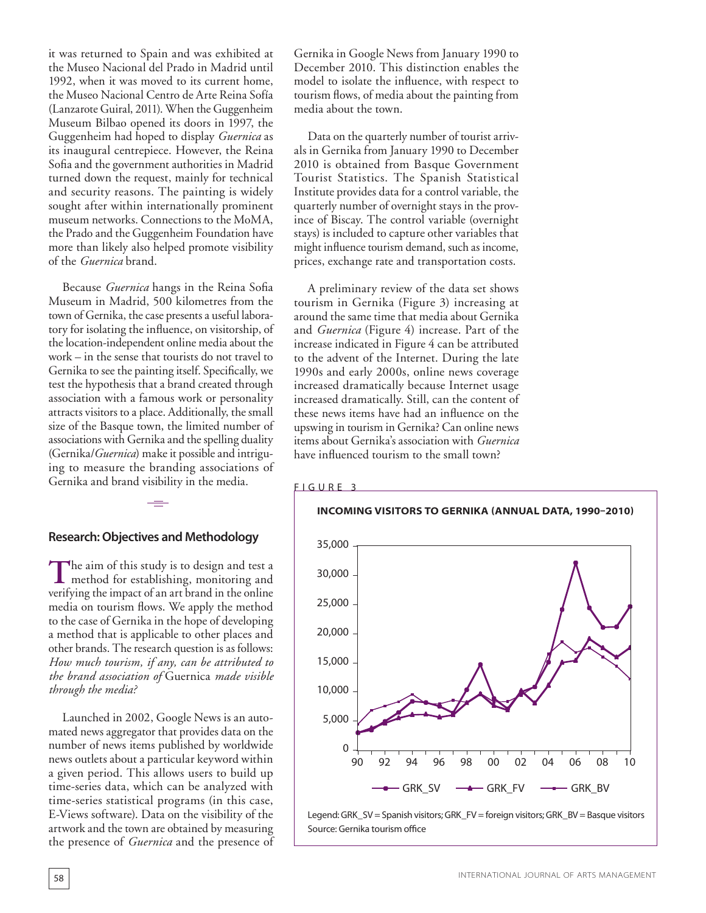it was returned to Spain and was exhibited at the Museo Nacional del Prado in Madrid until 1992, when it was moved to its current home, the Museo Nacional Centro de Arte Reina Sofía (Lanzarote Guiral, 2011). When the Guggenheim Museum Bilbao opened its doors in 1997, the Guggenheim had hoped to display *Guernica* as its inaugural centrepiece. However, the Reina Sofia and the government authorities in Madrid turned down the request, mainly for technical and security reasons. The painting is widely sought after within internationally prominent museum networks. Connections to the MoMA, the Prado and the Guggenheim Foundation have more than likely also helped promote visibility of the *Guernica* brand.

Because *Guernica* hangs in the Reina Sofia Museum in Madrid, 500 kilometres from the town of Gernika, the case presents a useful laboratory for isolating the influence, on visitorship, of the location-independent online media about the work – in the sense that tourists do not travel to Gernika to see the painting itself. Specifically, we test the hypothesis that a brand created through association with a famous work or personality attracts visitors to a place. Additionally, the small size of the Basque town, the limited number of associations with Gernika and the spelling duality (Gernika/*Guernica*) make it possible and intriguing to measure the branding associations of Gernika and brand visibility in the media.

## Research: Objectives and Methodology

The aim of this study is to design and test a method for establishing, monitoring and verifying the impact of an art brand in the online media on tourism flows. We apply the method to the case of Gernika in the hope of developing a method that is applicable to other places and other brands. The research question is as follows: *How much tourism, if any, can be attributed to the brand association of* Guernica *made visible through the media?*

Launched in 2002, Google News is an automated news aggregator that provides data on the number of news items published by worldwide news outlets about a particular keyword within a given period. This allows users to build up time-series data, which can be analyzed with time-series statistical programs (in this case, E-Views software). Data on the visibility of the artwork and the town are obtained by measuring the presence of *Guernica* and the presence of Gernika in Google News from January 1990 to December 2010. This distinction enables the model to isolate the influence, with respect to tourism flows, of media about the painting from media about the town.

Data on the quarterly number of tourist arrivals in Gernika from January 1990 to December 2010 is obtained from Basque Government Tourist Statistics. The Spanish Statistical Institute provides data for a control variable, the quarterly number of overnight stays in the province of Biscay. The control variable (overnight stays) is included to capture other variables that might influence tourism demand, such as income, prices, exchange rate and transportation costs.

A preliminary review of the data set shows tourism in Gernika (Figure 3) increasing at around the same time that media about Gernika and *Guernica* (Figure 4) increase. Part of the increase indicated in Figure 4 can be attributed to the advent of the Internet. During the late 1990s and early 2000s, online news coverage increased dramatically because Internet usage increased dramatically. Still, can the content of these news items have had an influence on the upswing in tourism in Gernika? Can online news items about Gernika's association with *Guernica* have influenced tourism to the small town?

FIGURE 3

**INCOMING VISITORS TO GERNIKA (ANNUAL DATA, 1990–2010)**

Legend: GRK_SV = Spanish visitors; GRK_FV = foreign visitors; GRK_BV = Basque visitors
Source: Gernika tourism office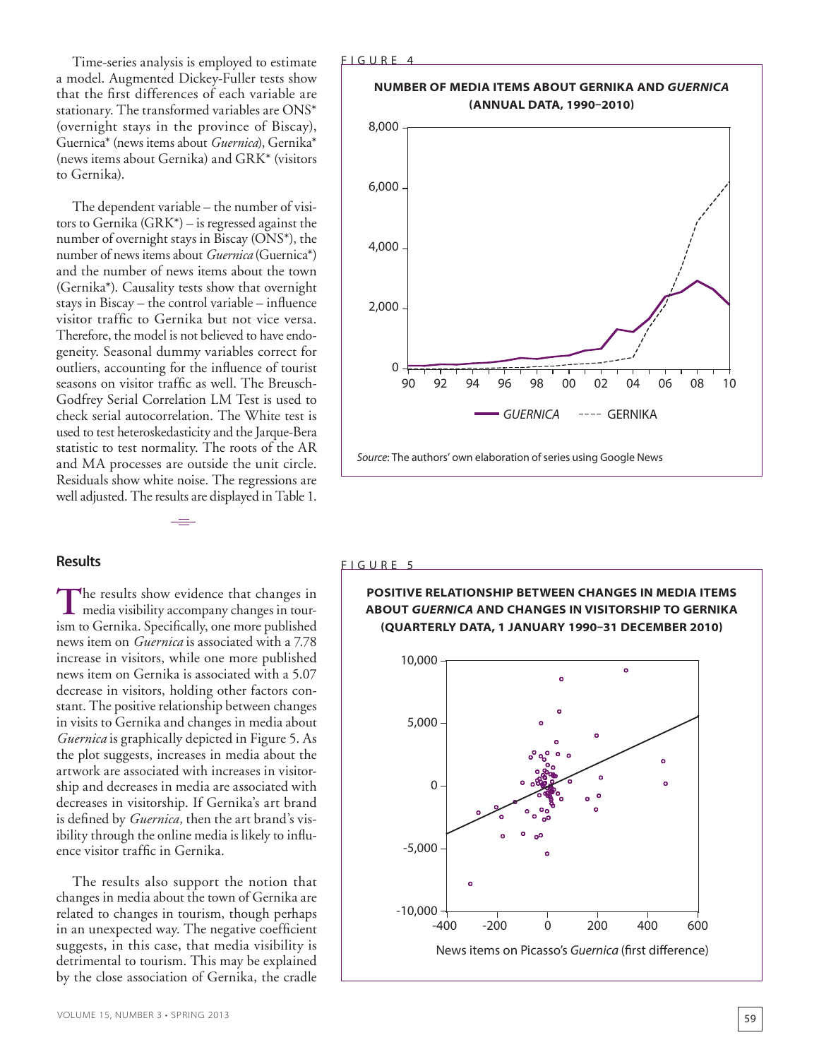Time-series analysis is employed to estimate a model. Augmented Dickey-Fuller tests show that the first differences of each variable are stationary. The transformed variables are ONS* (overnight stays in the province of Biscay), Guernica* (news items about *Guernica*), Gernika* (news items about Gernika) and GRK* (visitors to Gernika).

The dependent variable – the number of visitors to Gernika (GRK*) – is regressed against the number of overnight stays in Biscay (ONS*), the number of news items about *Guernica* (Guernica*) and the number of news items about the town (Gernika*). Causality tests show that overnight stays in Biscay – the control variable – influence visitor traffic to Gernika but not vice versa. Therefore, the model is not believed to have endogeneity. Seasonal dummy variables correct for outliers, accounting for the influence of tourist seasons on visitor traffic as well. The Breusch-Godfrey Serial Correlation LM Test is used to check serial autocorrelation. The White test is used to test heteroskedasticity and the Jarque-Bera statistic to test normality. The roots of the AR and MA processes are outside the unit circle. Residuals show white noise. The regressions are well adjusted. The results are displayed in Table 1.

FIGURE 4

**NUMBER OF MEDIA ITEMS ABOUT GERNIKA AND *GUERNICA* (ANNUAL DATA, 1990–2010)**

*Source*: The authors' own elaboration of series using Google News

## Results

The results show evidence that changes in media visibility accompany changes in tourism to Gernika. Specifically, one more published news item on *Guernica* is associated with a 7.78 increase in visitors, while one more published news item on Gernika is associated with a 5.07 decrease in visitors, holding other factors constant. The positive relationship between changes in visits to Gernika and changes in media about *Guernica* is graphically depicted in Figure 5. As the plot suggests, increases in media about the artwork are associated with increases in visitorship and decreases in media are associated with decreases in visitorship. If Gernika's art brand is defined by *Guernica,* then the art brand's visibility through the online media is likely to influence visitor traffic in Gernika.

The results also support the notion that changes in media about the town of Gernika are related to changes in tourism, though perhaps in an unexpected way. The negative coefficient suggests, in this case, that media visibility is detrimental to tourism. This may be explained by the close association of Gernika, the cradle

FIGURE 5

**POSITIVE RELATIONSHIP BETWEEN CHANGES IN MEDIA ITEMS ABOUT *GUERNICA* AND CHANGES IN VISITORSHIP TO GERNIKA (QUARTERLY DATA, 1 JANUARY 1990–31 DECEMBER 2010)**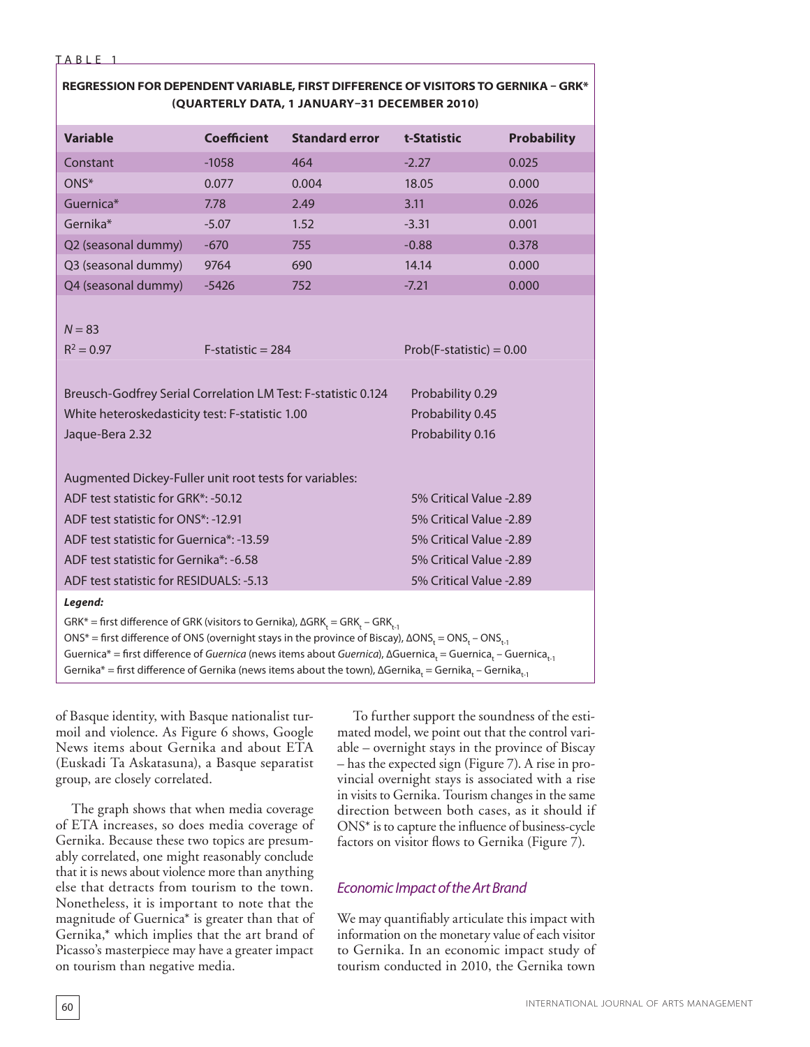TABLE 1

**REGRESSION FOR DEPENDENT VARIABLE, FIRST DIFFERENCE OF VISITORS TO GERNIKA – GRK\* (QUARTERLY DATA, 1 JANUARY–31 DECEMBER 2010)**

| Variable | Coefficient | Standard error | t-Statistic | Probability |
|---|---|---|---|---|
| Constant | -1058 | 464 | -2.27 | 0.025 |
| ONS* | 0.077 | 0.004 | 18.05 | 0.000 |
| Guernica* | 7.78 | 2.49 | 3.11 | 0.026 |
| Gernika* | -5.07 | 1.52 | -3.31 | 0.001 |
| Q2 (seasonal dummy) | -670 | 755 | -0.88 | 0.378 |
| Q3 (seasonal dummy) | 9764 | 690 | 14.14 | 0.000 |
| Q4 (seasonal dummy) | -5426 | 752 | -7.21 | 0.000 |

$N = 83$

$R^2 = 0.97$ F-statistic = 284 Prob(F-statistic) = 0.00

Breusch-Godfrey Serial Correlation LM Test: F-statistic 0.124 Probability 0.29
White heteroskedasticity test: F-statistic 1.00 Probability 0.45
Jaque-Bera 2.32 Probability 0.16

Augmented Dickey-Fuller unit root tests for variables:

| Test | 5% Critical Value |
|---|---|
| ADF test statistic for GRK*: -50.12 | 5% Critical Value -2.89 |
| ADF test statistic for ONS*: -12.91 | 5% Critical Value -2.89 |
| ADF test statistic for Guernica*: -13.59 | 5% Critical Value -2.89 |
| ADF test statistic for Gernika*: -6.58 | 5% Critical Value -2.89 |
| ADF test statistic for RESIDUALS: -5.13 | 5% Critical Value -2.89 |

***Legend:***

GRK* = first difference of GRK (visitors to Gernika), $\Delta GRK_t = GRK_t - GRK_{t-1}$
ONS* = first difference of ONS (overnight stays in the province of Biscay), $\Delta ONS_t = ONS_t - ONS_{t-1}$
Guernica* = first difference of *Guernica* (news items about *Guernica*), $\Delta Guernica_t = Guernica_t - Guernica_{t-1}$
Gernika* = first difference of Gernika (news items about the town), $\Delta Gernika_t = Gernika_t - Gernika_{t-1}$

of Basque identity, with Basque nationalist turmoil and violence. As Figure 6 shows, Google News items about Gernika and about ETA (Euskadi Ta Askatasuna), a Basque separatist group, are closely correlated.

The graph shows that when media coverage of ETA increases, so does media coverage of Gernika. Because these two topics are presumably correlated, one might reasonably conclude that it is news about violence more than anything else that detracts from tourism to the town. Nonetheless, it is important to note that the magnitude of Guernica* is greater than that of Gernika,* which implies that the art brand of Picasso's masterpiece may have a greater impact on tourism than negative media.

To further support the soundness of the estimated model, we point out that the control variable – overnight stays in the province of Biscay – has the expected sign (Figure 7). A rise in provincial overnight stays is associated with a rise in visits to Gernika. Tourism changes in the same direction between both cases, as it should if ONS* is to capture the influence of business-cycle factors on visitor flows to Gernika (Figure 7).

### *Economic Impact of the Art Brand*

We may quantifiably articulate this impact with information on the monetary value of each visitor to Gernika. In an economic impact study of tourism conducted in 2010, the Gernika town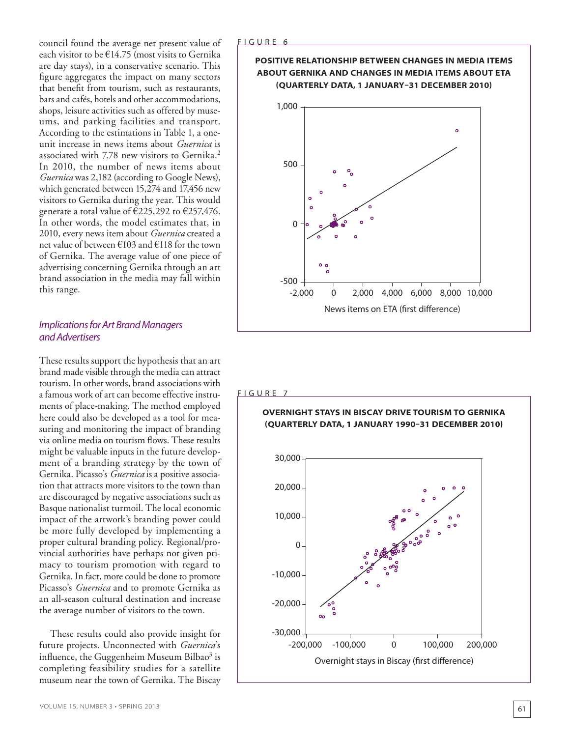council found the average net present value of each visitor to be €14.75 (most visits to Gernika are day stays), in a conservative scenario. This figure aggregates the impact on many sectors that benefit from tourism, such as restaurants, bars and cafés, hotels and other accommodations, shops, leisure activities such as offered by museums, and parking facilities and transport. According to the estimations in Table 1, a one-unit increase in news items about *Guernica* is associated with 7.78 new visitors to Gernika.[2] In 2010, the number of news items about *Guernica* was 2,182 (according to Google News), which generated between 15,274 and 17,456 new visitors to Gernika during the year. This would generate a total value of €225,292 to €257,476. In other words, the model estimates that, in 2010, every news item about *Guernica* created a net value of between €103 and €118 for the town of Gernika. The average value of one piece of advertising concerning Gernika through an art brand association in the media may fall within this range.

## *Implications for Art Brand Managers and Advertisers*

These results support the hypothesis that an art brand made visible through the media can attract tourism. In other words, brand associations with a famous work of art can become effective instruments of place-making. The method employed here could also be developed as a tool for measuring and monitoring the impact of branding via online media on tourism flows. These results might be valuable inputs in the future development of a branding strategy by the town of Gernika. Picasso's *Guernica* is a positive association that attracts more visitors to the town than are discouraged by negative associations such as Basque nationalist turmoil. The local economic impact of the artwork's branding power could be more fully developed by implementing a proper cultural branding policy. Regional/provincial authorities have perhaps not given primacy to tourism promotion with regard to Gernika. In fact, more could be done to promote Picasso's *Guernica* and to promote Gernika as an all-season cultural destination and increase the average number of visitors to the town.

These results could also provide insight for future projects. Unconnected with *Guernica*'s influence, the Guggenheim Museum Bilbao[3] is completing feasibility studies for a satellite museum near the town of Gernika. The Biscay

FIGURE 6

**POSITIVE RELATIONSHIP BETWEEN CHANGES IN MEDIA ITEMS ABOUT GERNIKA AND CHANGES IN MEDIA ITEMS ABOUT ETA (QUARTERLY DATA, 1 JANUARY–31 DECEMBER 2010)**

FIGURE 7

**OVERNIGHT STAYS IN BISCAY DRIVE TOURISM TO GERNIKA (QUARTERLY DATA, 1 JANUARY 1990–31 DECEMBER 2010)**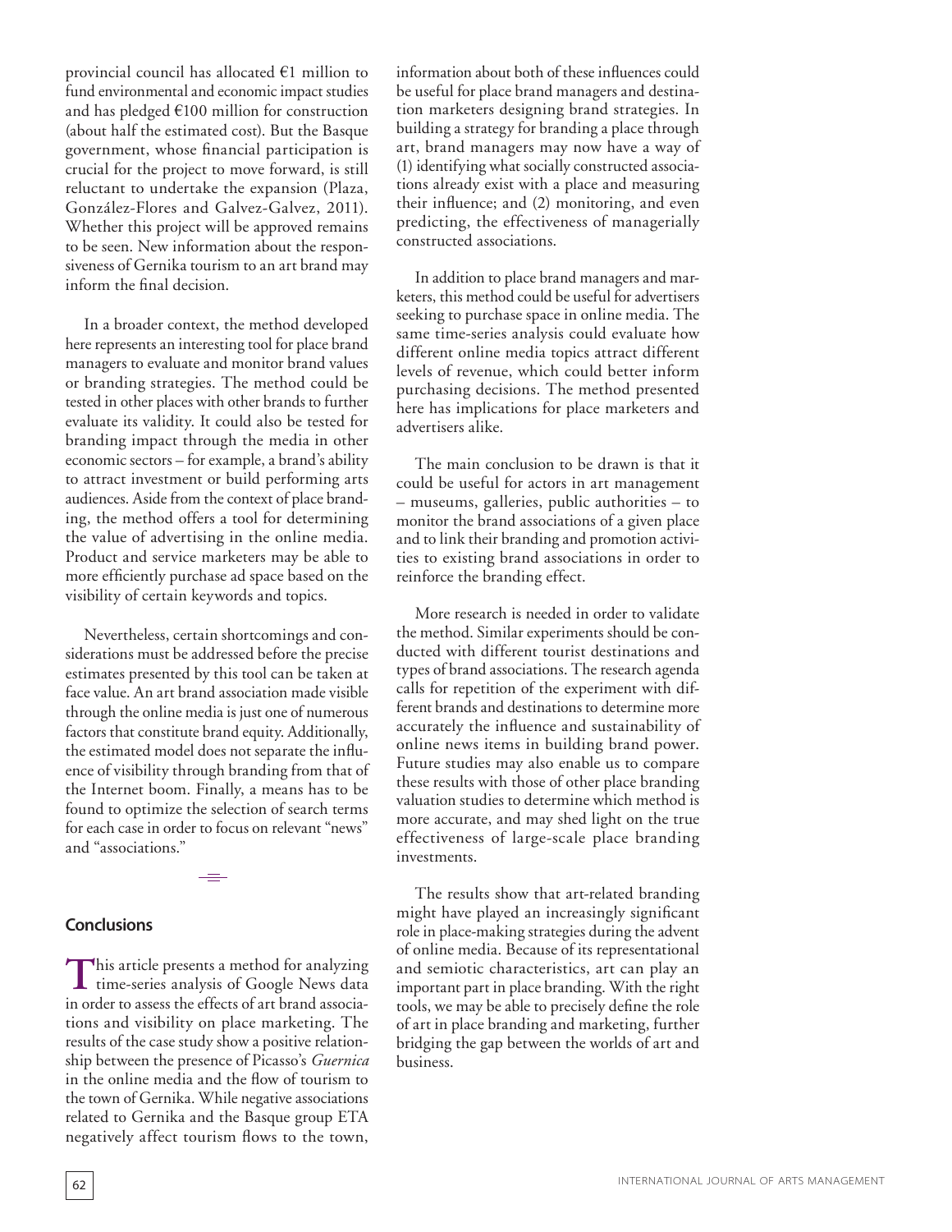provincial council has allocated €1 million to fund environmental and economic impact studies and has pledged €100 million for construction (about half the estimated cost). But the Basque government, whose financial participation is crucial for the project to move forward, is still reluctant to undertake the expansion (Plaza, González-Flores and Galvez-Galvez, 2011). Whether this project will be approved remains to be seen. New information about the responsiveness of Gernika tourism to an art brand may inform the final decision.

In a broader context, the method developed here represents an interesting tool for place brand managers to evaluate and monitor brand values or branding strategies. The method could be tested in other places with other brands to further evaluate its validity. It could also be tested for branding impact through the media in other economic sectors – for example, a brand's ability to attract investment or build performing arts audiences. Aside from the context of place branding, the method offers a tool for determining the value of advertising in the online media. Product and service marketers may be able to more efficiently purchase ad space based on the visibility of certain keywords and topics.

Nevertheless, certain shortcomings and considerations must be addressed before the precise estimates presented by this tool can be taken at face value. An art brand association made visible through the online media is just one of numerous factors that constitute brand equity. Additionally, the estimated model does not separate the influence of visibility through branding from that of the Internet boom. Finally, a means has to be found to optimize the selection of search terms for each case in order to focus on relevant "news" and "associations."

## Conclusions

This article presents a method for analyzing time-series analysis of Google News data in order to assess the effects of art brand associations and visibility on place marketing. The results of the case study show a positive relationship between the presence of Picasso's *Guernica* in the online media and the flow of tourism to the town of Gernika. While negative associations related to Gernika and the Basque group ETA negatively affect tourism flows to the town, information about both of these influences could be useful for place brand managers and destination marketers designing brand strategies. In building a strategy for branding a place through art, brand managers may now have a way of (1) identifying what socially constructed associations already exist with a place and measuring their influence; and (2) monitoring, and even predicting, the effectiveness of managerially constructed associations.

In addition to place brand managers and marketers, this method could be useful for advertisers seeking to purchase space in online media. The same time-series analysis could evaluate how different online media topics attract different levels of revenue, which could better inform purchasing decisions. The method presented here has implications for place marketers and advertisers alike.

The main conclusion to be drawn is that it could be useful for actors in art management – museums, galleries, public authorities – to monitor the brand associations of a given place and to link their branding and promotion activities to existing brand associations in order to reinforce the branding effect.

More research is needed in order to validate the method. Similar experiments should be conducted with different tourist destinations and types of brand associations. The research agenda calls for repetition of the experiment with different brands and destinations to determine more accurately the influence and sustainability of online news items in building brand power. Future studies may also enable us to compare these results with those of other place branding valuation studies to determine which method is more accurate, and may shed light on the true effectiveness of large-scale place branding investments.

The results show that art-related branding might have played an increasingly significant role in place-making strategies during the advent of online media. Because of its representational and semiotic characteristics, art can play an important part in place branding. With the right tools, we may be able to precisely define the role of art in place branding and marketing, further bridging the gap between the worlds of art and business.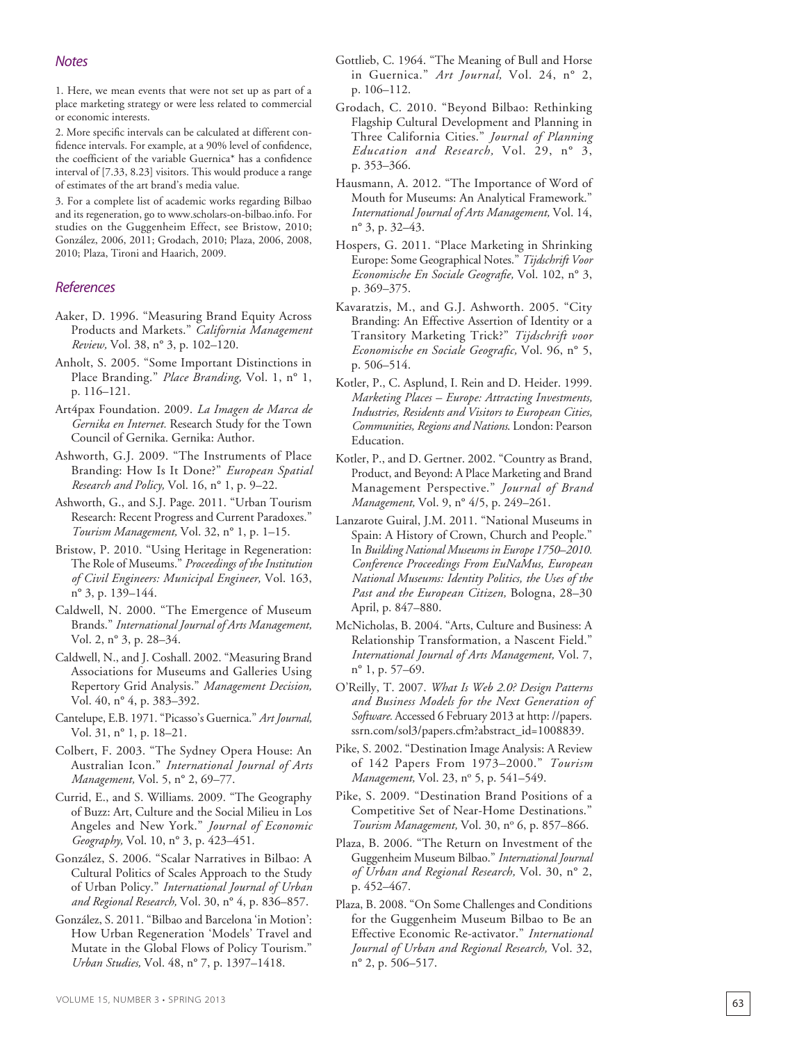## Notes

1. Here, we mean events that were not set up as part of a place marketing strategy or were less related to commercial or economic interests.

2. More specific intervals can be calculated at different confidence intervals. For example, at a 90% level of confidence, the coefficient of the variable Guernica* has a confidence interval of [7.33, 8.23] visitors. This would produce a range of estimates of the art brand's media value.

3. For a complete list of academic works regarding Bilbao and its regeneration, go to www.scholars-on-bilbao.info. For studies on the Guggenheim Effect, see Bristow, 2010; González, 2006, 2011; Grodach, 2010; Plaza, 2006, 2008, 2010; Plaza, Tironi and Haarich, 2009.

## References

Aaker, D. 1996. "Measuring Brand Equity Across Products and Markets." *California Management Review,* Vol. 38, nº 3, p. 102–120.

Anholt, S. 2005. "Some Important Distinctions in Place Branding." *Place Branding,* Vol. 1, nº 1, p. 116–121.

Art4pax Foundation. 2009. *La Imagen de Marca de Gernika en Internet.* Research Study for the Town Council of Gernika. Gernika: Author.

Ashworth, G.J. 2009. "The Instruments of Place Branding: How Is It Done?" *European Spatial Research and Policy,* Vol. 16, nº 1, p. 9–22.

Ashworth, G., and S.J. Page. 2011. "Urban Tourism Research: Recent Progress and Current Paradoxes." *Tourism Management,* Vol. 32, nº 1, p. 1–15.

Bristow, P. 2010. "Using Heritage in Regeneration: The Role of Museums." *Proceedings of the Institution of Civil Engineers: Municipal Engineer,* Vol. 163, nº 3, p. 139–144.

Caldwell, N. 2000. "The Emergence of Museum Brands." *International Journal of Arts Management,* Vol. 2, nº 3, p. 28–34.

Caldwell, N., and J. Coshall. 2002. "Measuring Brand Associations for Museums and Galleries Using Repertory Grid Analysis." *Management Decision,* Vol. 40, nº 4, p. 383–392.

Cantelupe, E.B. 1971. "Picasso's Guernica." *Art Journal,* Vol. 31, nº 1, p. 18–21.

Colbert, F. 2003. "The Sydney Opera House: An Australian Icon." *International Journal of Arts Management,* Vol. 5, nº 2, 69–77.

Currid, E., and S. Williams. 2009. "The Geography of Buzz: Art, Culture and the Social Milieu in Los Angeles and New York." *Journal of Economic Geography,* Vol. 10, nº 3, p. 423–451.

González, S. 2006. "Scalar Narratives in Bilbao: A Cultural Politics of Scales Approach to the Study of Urban Policy." *International Journal of Urban and Regional Research,* Vol. 30, nº 4, p. 836–857.

González, S. 2011. "Bilbao and Barcelona 'in Motion': How Urban Regeneration 'Models' Travel and Mutate in the Global Flows of Policy Tourism." *Urban Studies,* Vol. 48, nº 7, p. 1397–1418.

Gottlieb, C. 1964. "The Meaning of Bull and Horse in Guernica." *Art Journal,* Vol. 24, nº 2, p. 106–112.

Grodach, C. 2010. "Beyond Bilbao: Rethinking Flagship Cultural Development and Planning in Three California Cities." *Journal of Planning Education and Research,* Vol. 29, nº 3, p. 353–366.

Hausmann, A. 2012. "The Importance of Word of Mouth for Museums: An Analytical Framework." *International Journal of Arts Management,* Vol. 14, nº 3, p. 32–43.

Hospers, G. 2011. "Place Marketing in Shrinking Europe: Some Geographical Notes." *Tijdschrift Voor Economische En Sociale Geografie,* Vol. 102, nº 3, p. 369–375.

Kavaratzis, M., and G.J. Ashworth. 2005. "City Branding: An Effective Assertion of Identity or a Transitory Marketing Trick?" *Tijdschrift voor Economische en Sociale Geografic,* Vol. 96, nº 5, p. 506–514.

Kotler, P., C. Asplund, I. Rein and D. Heider. 1999. *Marketing Places – Europe: Attracting Investments, Industries, Residents and Visitors to European Cities, Communities, Regions and Nations.* London: Pearson Education.

Kotler, P., and D. Gertner. 2002. "Country as Brand, Product, and Beyond: A Place Marketing and Brand Management Perspective." *Journal of Brand Management,* Vol. 9, nº 4/5, p. 249–261.

Lanzarote Guiral, J.M. 2011. "National Museums in Spain: A History of Crown, Church and People." In *Building National Museums in Europe 1750–2010. Conference Proceedings From EuNaMus, European National Museums: Identity Politics, the Uses of the Past and the European Citizen,* Bologna, 28–30 April, p. 847–880.

McNicholas, B. 2004. "Arts, Culture and Business: A Relationship Transformation, a Nascent Field." *International Journal of Arts Management,* Vol. 7, nº 1, p. 57–69.

O'Reilly, T. 2007. *What Is Web 2.0? Design Patterns and Business Models for the Next Generation of Software.* Accessed 6 February 2013 at http: //papers.ssrn.com/sol3/papers.cfm?abstract_id=1008839.

Pike, S. 2002. "Destination Image Analysis: A Review of 142 Papers From 1973–2000." *Tourism Management,* Vol. 23, nº 5, p. 541–549.

Pike, S. 2009. "Destination Brand Positions of a Competitive Set of Near-Home Destinations." *Tourism Management,* Vol. 30, nº 6, p. 857–866.

Plaza, B. 2006. "The Return on Investment of the Guggenheim Museum Bilbao." *International Journal of Urban and Regional Research,* Vol. 30, nº 2, p. 452–467.

Plaza, B. 2008. "On Some Challenges and Conditions for the Guggenheim Museum Bilbao to Be an Effective Economic Re-activator." *International Journal of Urban and Regional Research,* Vol. 32, nº 2, p. 506–517.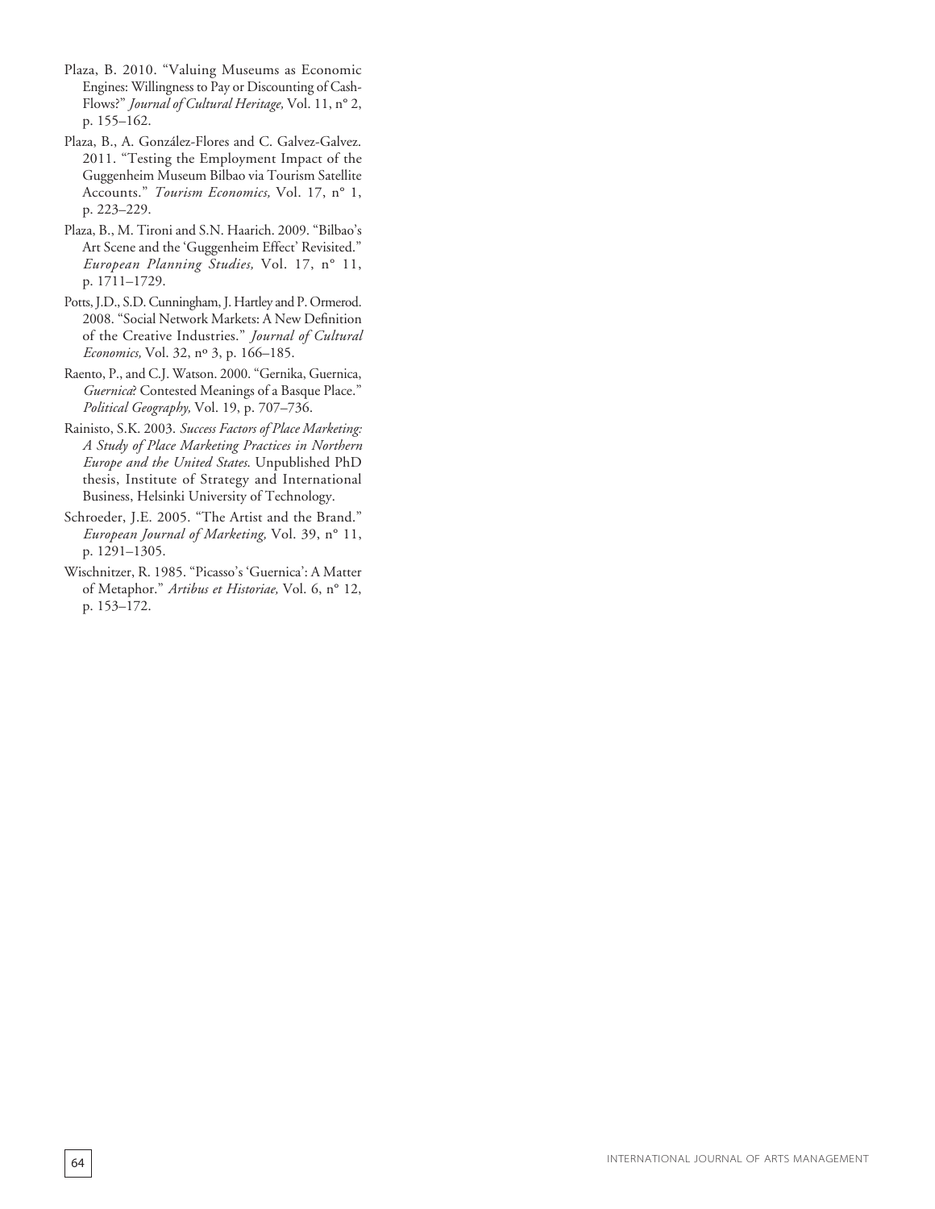Plaza, B. 2010. "Valuing Museums as Economic Engines: Willingness to Pay or Discounting of Cash-Flows?" *Journal of Cultural Heritage,* Vol. 11, n° 2, p. 155–162.

Plaza, B., A. González-Flores and C. Galvez-Galvez. 2011. "Testing the Employment Impact of the Guggenheim Museum Bilbao via Tourism Satellite Accounts." *Tourism Economics,* Vol. 17, n° 1, p. 223–229.

Plaza, B., M. Tironi and S.N. Haarich. 2009. "Bilbao's Art Scene and the 'Guggenheim Effect' Revisited." *European Planning Studies,* Vol. 17, n° 11, p. 1711–1729.

Potts, J.D., S.D. Cunningham, J. Hartley and P. Ormerod. 2008. "Social Network Markets: A New Definition of the Creative Industries." *Journal of Cultural Economics,* Vol. 32, nº 3, p. 166–185.

Raento, P., and C.J. Watson. 2000. "Gernika, Guernica, *Guernica*? Contested Meanings of a Basque Place." *Political Geography,* Vol. 19, p. 707–736.

Rainisto, S.K. 2003. *Success Factors of Place Marketing: A Study of Place Marketing Practices in Northern Europe and the United States*. Unpublished PhD thesis, Institute of Strategy and International Business, Helsinki University of Technology.

Schroeder, J.E. 2005. "The Artist and the Brand." *European Journal of Marketing,* Vol. 39, n° 11, p. 1291–1305.

Wischnitzer, R. 1985. "Picasso's 'Guernica': A Matter of Metaphor." *Artibus et Historiae,* Vol. 6, n° 12, p. 153–172.